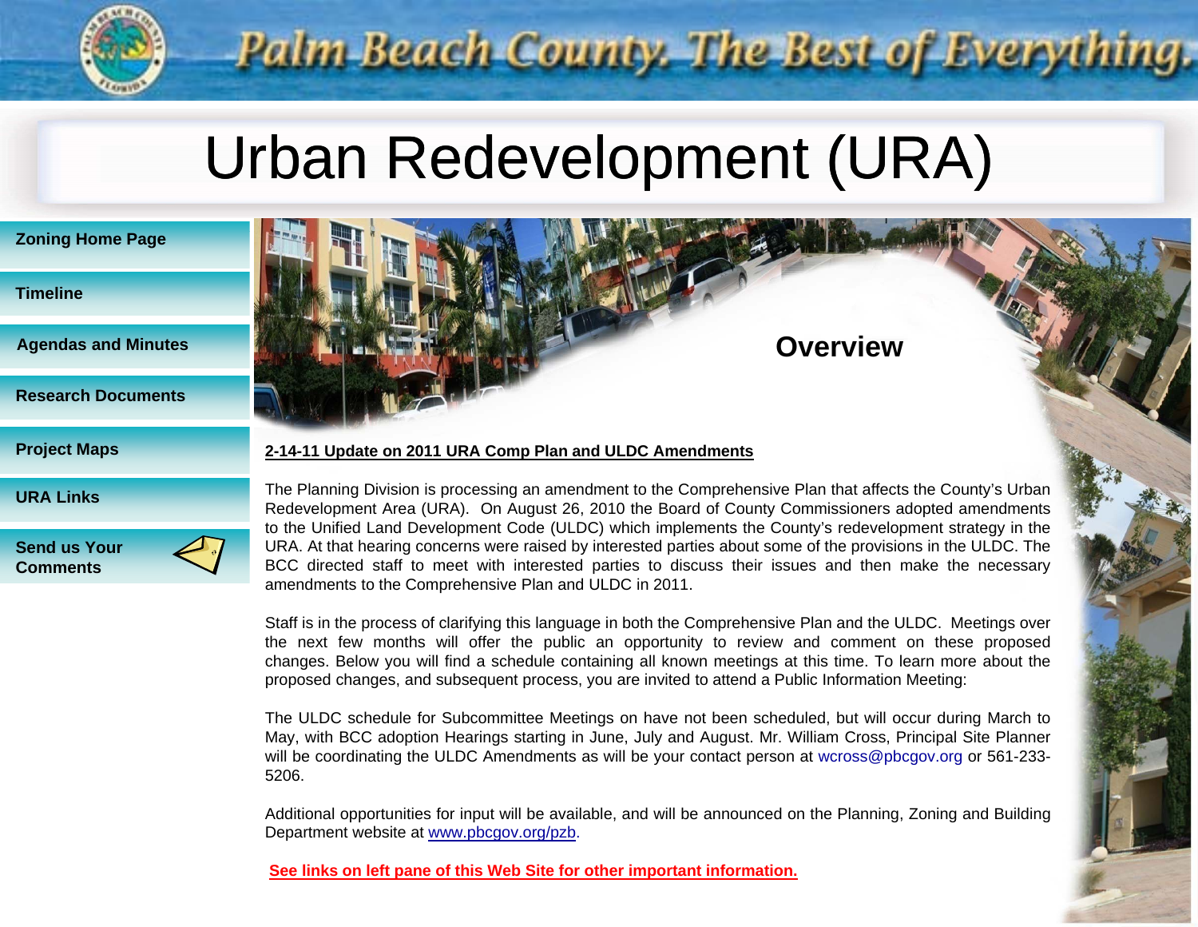Palm Beach County. The Best of Everything.

# Urban Redevelopment (URA)

- Zoning Home Page
- Timeline
- Agendas and Minutes
- Research Documents
- Project Maps
- URA Links
- Send us Your Comments

## Overview

**2-14-11 Update on 2011 URA Comp Plan and ULDC Amendments**

The Planning Division is processing an amendment to the Comprehensive Plan that affects the County's Urban Redevelopment Area (URA). On August 26, 2010 the Board of County Commissioners adopted amendments to the Unified Land Development Code (ULDC) which implements the County's redevelopment strategy in the URA. At that hearing concerns were raised by interested parties about some of the provisions in the ULDC. The BCC directed staff to meet with interested parties to discuss their issues and then make the necessary amendments to the Comprehensive Plan and ULDC in 2011.

Staff is in the process of clarifying this language in both the Comprehensive Plan and the ULDC. Meetings over the next few months will offer the public an opportunity to review and comment on these proposed changes. Below you will find a schedule containing all known meetings at this time. To learn more about the proposed changes, and subsequent process, you are invited to attend a Public Information Meeting:

The ULDC schedule for Subcommittee Meetings on have not been scheduled, but will occur during March to May, with BCC adoption Hearings starting in June, July and August. Mr. William Cross, Principal Site Planner will be coordinating the ULDC Amendments as will be your contact person at wcross@pbcgov.org or 561-233-5206.

Additional opportunities for input will be available, and will be announced on the Planning, Zoning and Building Department website at www.pbcgov.org/pzb.

**See links on left pane of this Web Site for other important information.**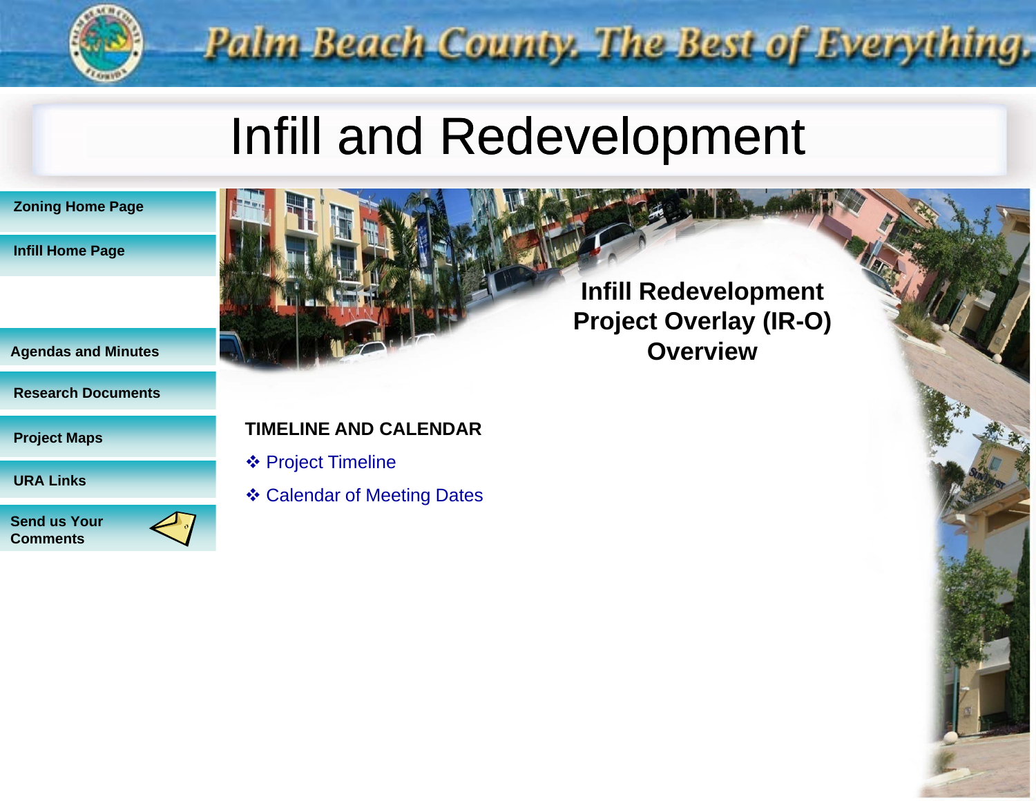Palm Beach County. The Best of Everything.

# Infill and Redevelopment

- Zoning Home Page
- Infill Home Page
- Agendas and Minutes
- Research Documents
- Project Maps
- URA Links
- Send us Your Comments

## Infill Redevelopment Project Overlay (IR-O) Overview

**TIMELINE AND CALENDAR**

- Project Timeline
- Calendar of Meeting Dates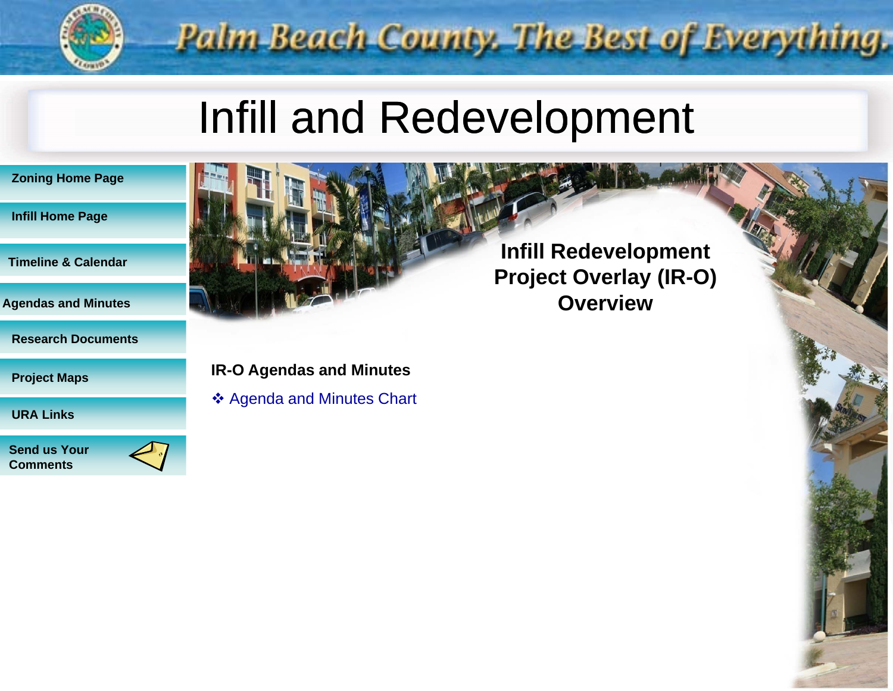Palm Beach County. The Best of Everything.

# Infill and Redevelopment

- Zoning Home Page
- Infill Home Page
- Timeline & Calendar
- Agendas and Minutes
- Research Documents
- Project Maps
- URA Links
- Send us Your Comments

## Infill Redevelopment Project Overlay (IR-O) Overview

**IR-O Agendas and Minutes**

❖ Agenda and Minutes Chart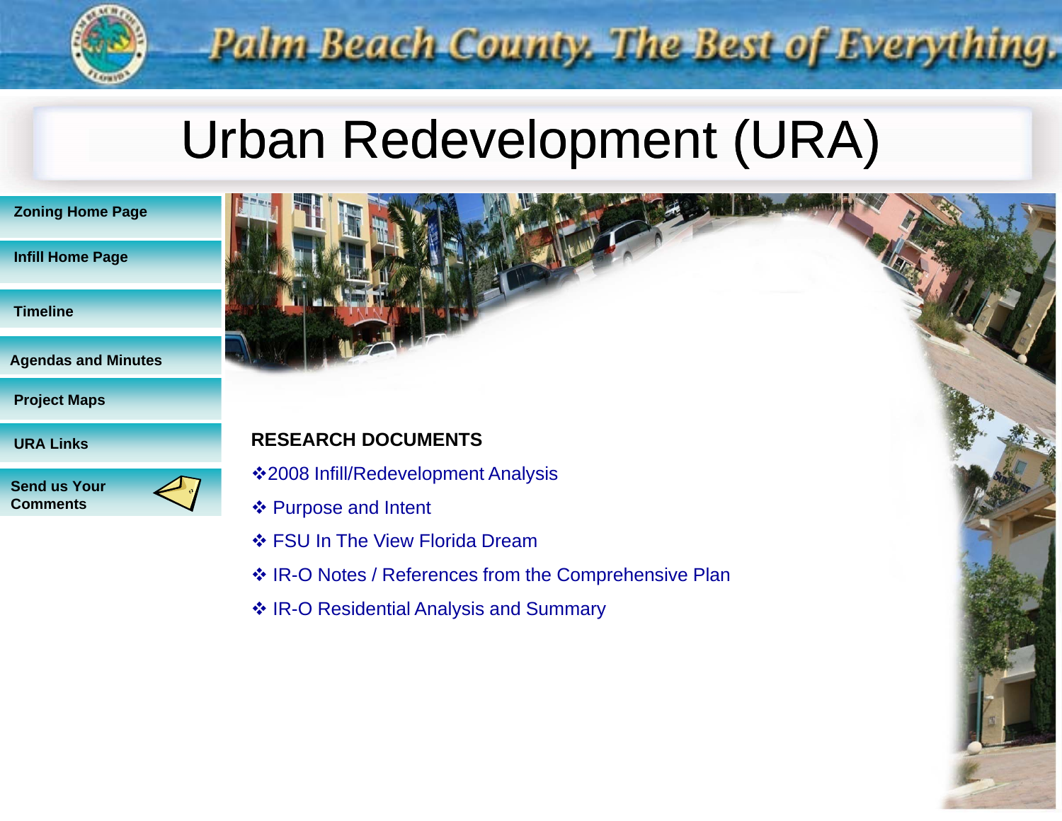Palm Beach County. The Best of Everything.

# Urban Redevelopment (URA)

- Zoning Home Page
- Infill Home Page
- Timeline
- Agendas and Minutes
- Project Maps
- URA Links
- Send us Your Comments

## RESEARCH DOCUMENTS

- ❖2008 Infill/Redevelopment Analysis
- ❖ Purpose and Intent
- ❖ FSU In The View Florida Dream
- ❖ IR-O Notes / References from the Comprehensive Plan
- ❖ IR-O Residential Analysis and Summary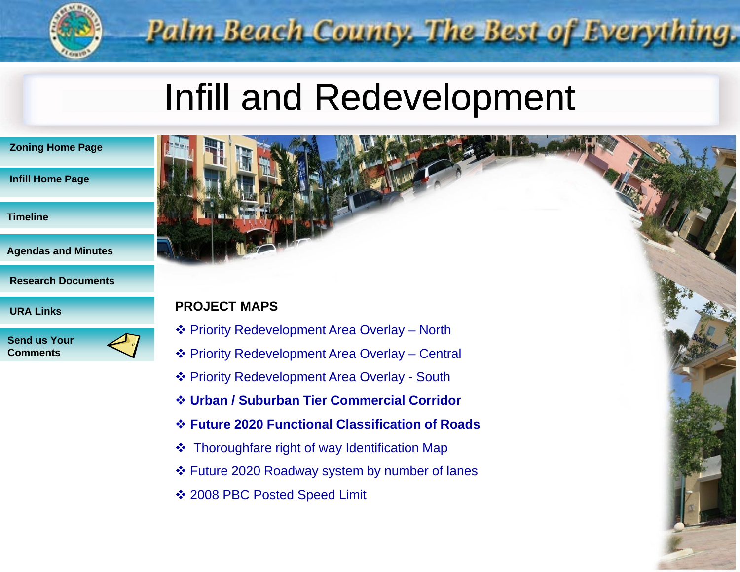Palm Beach County. The Best of Everything.

# Infill and Redevelopment

- Zoning Home Page
- Infill Home Page
- Timeline
- Agendas and Minutes
- Research Documents
- URA Links
- Send us Your Comments

## PROJECT MAPS

- Priority Redevelopment Area Overlay – North
- Priority Redevelopment Area Overlay – Central
- Priority Redevelopment Area Overlay - South
- **Urban / Suburban Tier Commercial Corridor**
- **Future 2020 Functional Classification of Roads**
- Thoroughfare right of way Identification Map
- Future 2020 Roadway system by number of lanes
- 2008 PBC Posted Speed Limit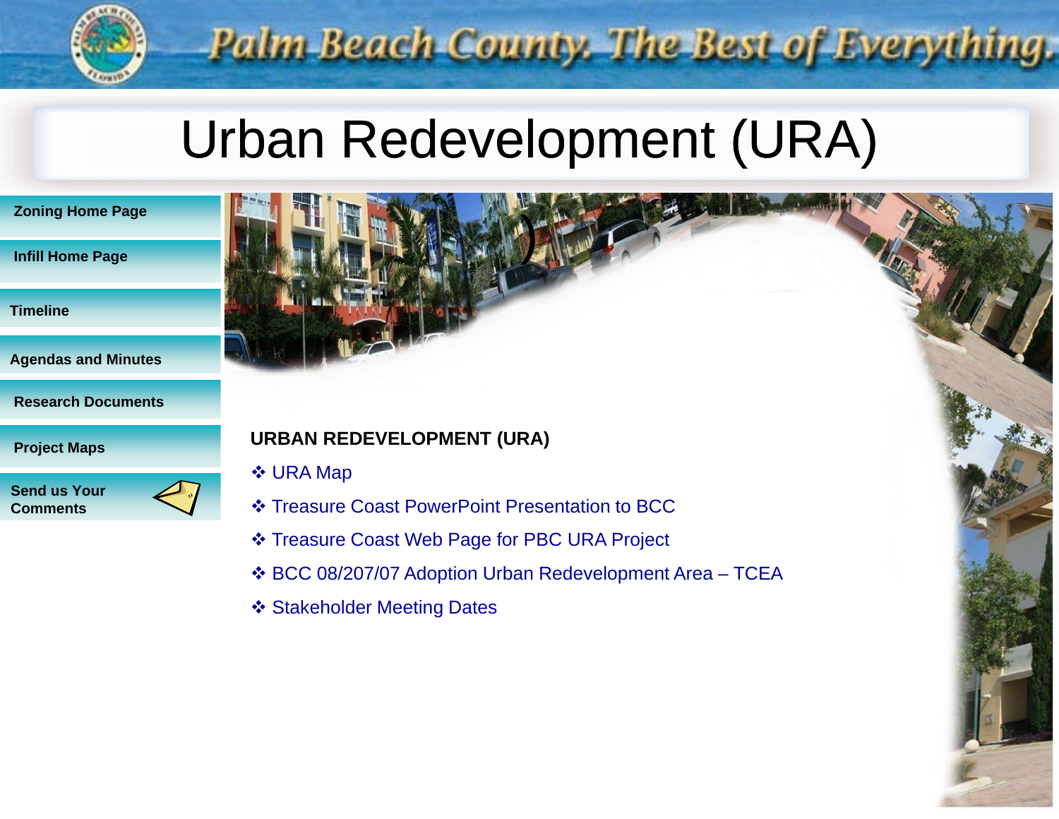# Urban Redevelopment (URA)

- Zoning Home Page
- Infill Home Page
- Timeline
- Agendas and Minutes
- Research Documents
- Project Maps
- Send us Your Comments

**URBAN REDEVELOPMENT (URA)**

- ❖ URA Map
- ❖ Treasure Coast PowerPoint Presentation to BCC
- ❖ Treasure Coast Web Page for PBC URA Project
- ❖ BCC 08/207/07 Adoption Urban Redevelopment Area – TCEA
- ❖ Stakeholder Meeting Dates